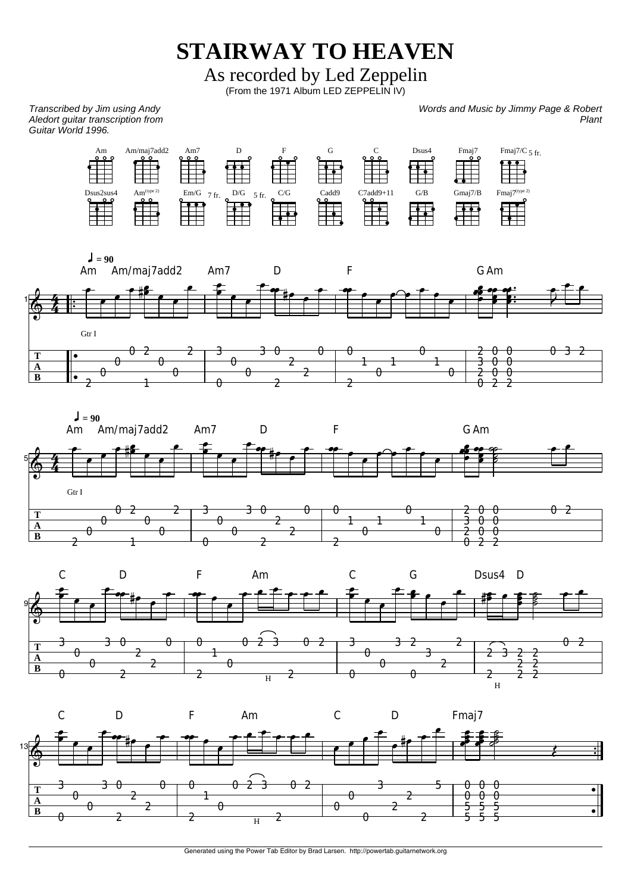# STAIRWAY TO HEAVEN

## As recorded by Led Zeppelin

(From the 1971 Album LED ZEPPELIN IV)

*Transcribed by Jim using Andy Aledort guitar transcription from Guitar World 1996.*

*Words and Music by Jimmy Page & Robert Plant*

Am | Am/maj7add2 | Am7 | D | F | G | C | Dsus4 | Fmaj7 | Fmaj7/C 5 fr.

Dsus2sus4 | Am(type 2) | Em/G 7 fr. | D/G 5 fr. | C/G | Cadd9 | C7add9+11 | G/B | Gmaj7/B | Fmaj7(type 2)

♩ = 90

Am Am/maj7add2 Am7 D F G Am

Gtr I

♩ = 90

Am Am/maj7add2 Am7 D F G Am

Gtr I

C D F Am C G Dsus4 D

C D F Am C D Fmaj7

Generated using the Power Tab Editor by Brad Larsen. http://powertab.guitarnetwork.org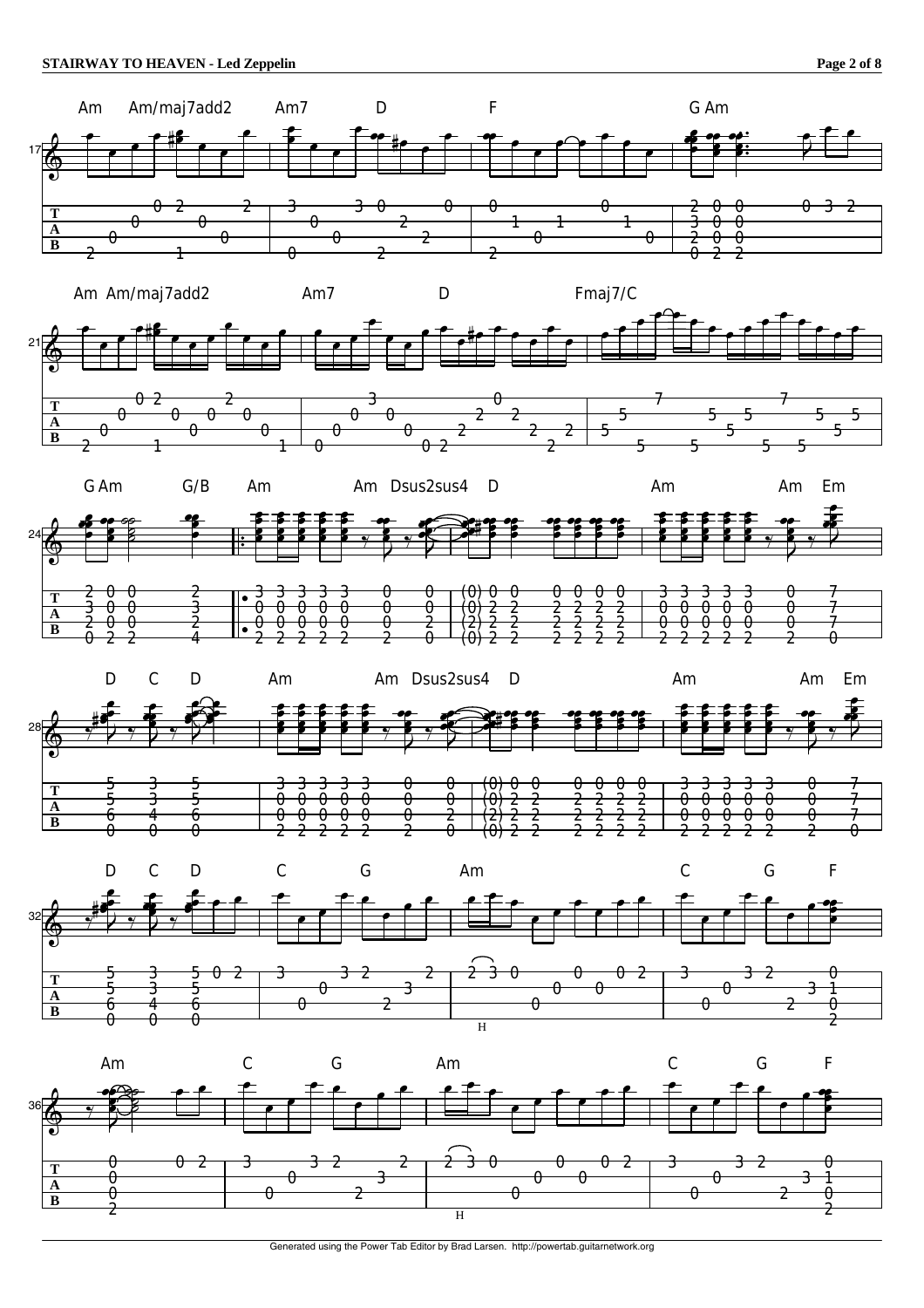Am Am/maj7add2 Am7 D F G Am

Am Am/maj7add2 Am7 D Fmaj7/C

G Am G/B Am Am Dsus2sus4 D Am Am Em

D C D Am Am Dsus2sus4 D Am Am Em

D C D C G Am C G F

Am C G Am C G F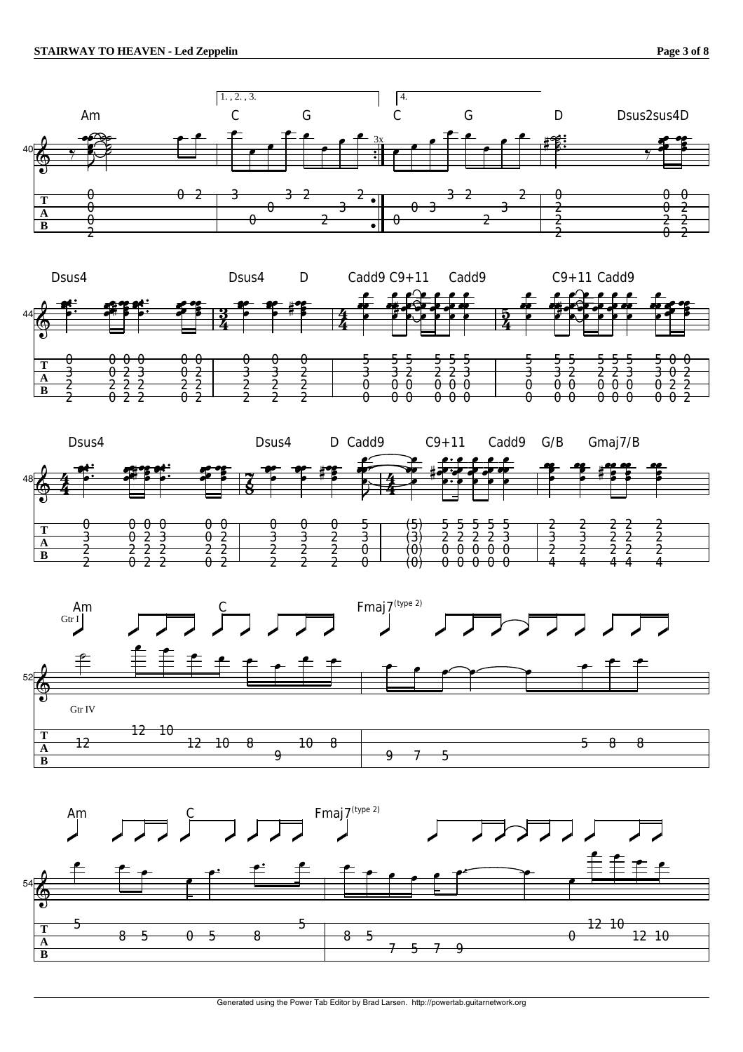Am | 1., 2., 3. C G 3x | 4. C G | D Dsus2sus4D

Dsus4 | Dsus4 D | Cadd9 C9+11 Cadd9 | C9+11 Cadd9

Dsus4 | Dsus4 D Cadd9 | C9+11 Cadd9 | G/B Gmaj7/B

Gtr I

Am C | Fmaj7(type 2)

Gtr IV

Am C | Fmaj7(type 2)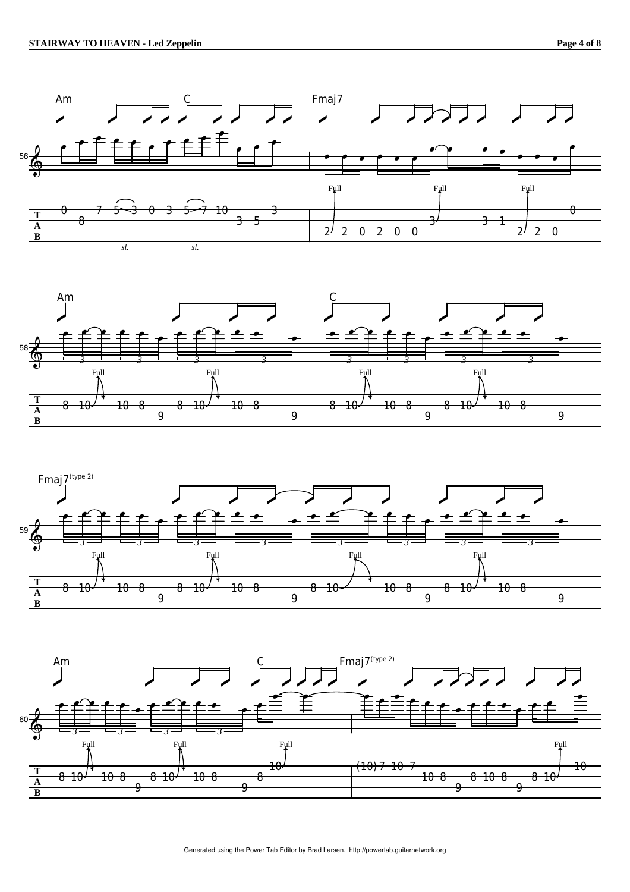```
Am                          C                          | Fmaj7
E|-0-----7--5~3--0--3--5~7--10-----------3-|------------------------------------------0-|
B|----8-----------------------------3--5---|-------------------3------3--1--------------|
G|-----------------------------------------|-2--2--0--2--0--0-------------------2--2--0-|
              sl.          sl.                Full            Full            Full
```

```
Am                                            C
E|-8-10-10-8-------8-10-10-8-------|-8-10-10-8-------8-10-10-8-------|
B|------------9---------------9----|------------9---------------9----|
    Full           Full                Full           Full
```

```
Fmaj7 (type 2)
E|-8-10-10-8-------8-10-10-8-------|-8-10-----10-8-------8-10-10-8-------|
B|------------9---------------9----|---------------9------------------9--|
    Full           Full                Full              Full
```

```
Am                                       C             | Fmaj7 (type 2)
E|-8-10-10-8-------8-10-10-8-------------10-------------|-(10)-7-10-7---------------------------------10-|
B|------------9---------------9-------8-----------------|--------------10-8-------8-10-8-------8-10-------|
G|------------------------------------------------------|-------------------9---------------9-------------|
    Full           Full                  Full                                                 Full
```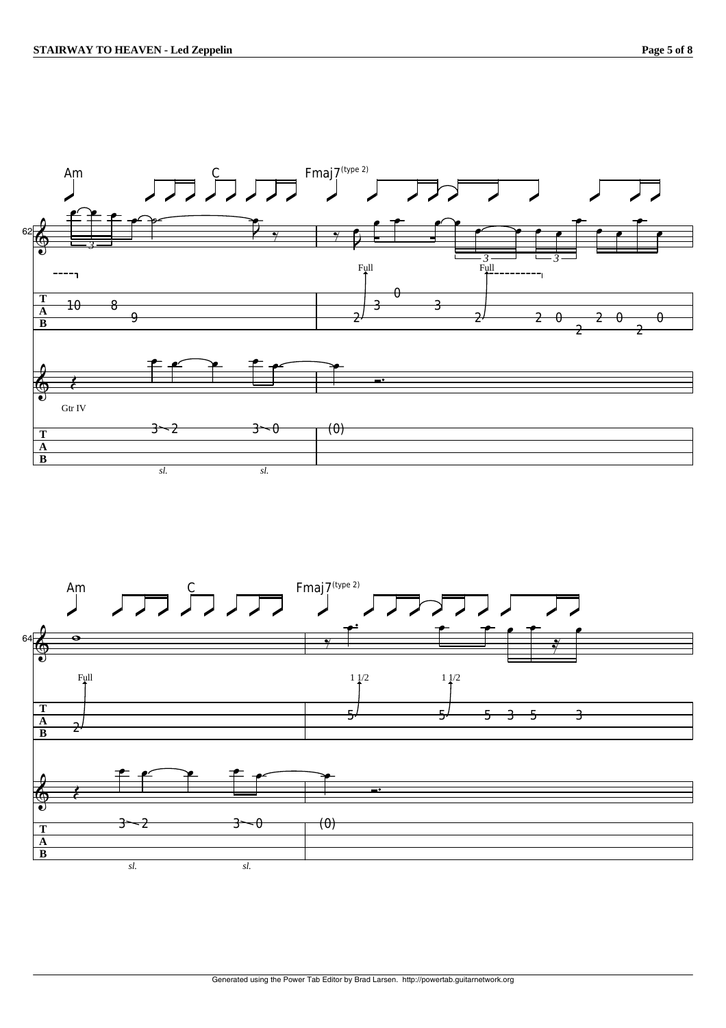Am C Fmaj7(type 2)

62

Full Full

T A B

10 8 9 | 2 3 0 3 2 2 0 2 2 0 2 0

Gtr IV

T A B

3 2 3 0 | (0)

sl. sl.

Am C Fmaj7(type 2)

64

Full 1 1/2 1 1/2

T A B

2 | 5 5 5 3 5 3

T A B

3 2 3 0 | (0)

sl. sl.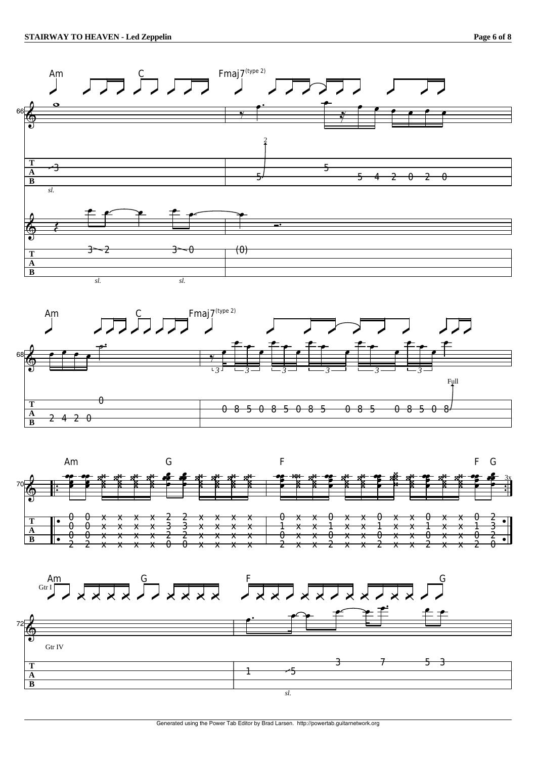Am C Fmaj7(type 2)

```
T |-/3--------------------|--------------------5--------------------------|
A |                       |5/(2)----------------5--4--2--0--2--0----------|
B |                       |                                               |
   sl.

T |----3~~2------3~~0-----|--(0)------------------------------------------|
A |                       |                                               |
B |                       |                                               |
       sl.       sl.
```

Am C Fmaj7(type 2)

```
T |-----------0-----------|-------------------------------------------------|
A |--2--4--2--0-----------|--0--8--5--0--8--5--0--8--5---0--8--5---0--8--5--0--8/(Full)|
B |                       |                                                 |
```

Am G F F G

```
T ||•-0--0--x--x--x--x--2--2--x--x--x--x--|--0--x--x--0--x--x--0--x--x--0--x--x--0--2--•|| 3x
  ||--0--0--x--x--x--x--3--3--x--x--x--x--|--1--x--x--1--x--x--1--x--x--1--x--x--1--3---||
A ||--0--0--x--x--x--x--2--2--x--x--x--x--|--0--x--x--0--x--x--0--x--x--0--x--x--0--2---||
B ||•-2--2--x--x--x--x--0--0--x--x--x--x--|--2--x--x--2--x--x--2--x--x--2--x--x--2--0--•||
```

Am G F G

Gtr I

Gtr IV

```
T |-----------------------|--------------------3--------7--------5--3--|
A |                       |--1---------/5--------------------------------|
B |                       |                                              |
                                   sl.
```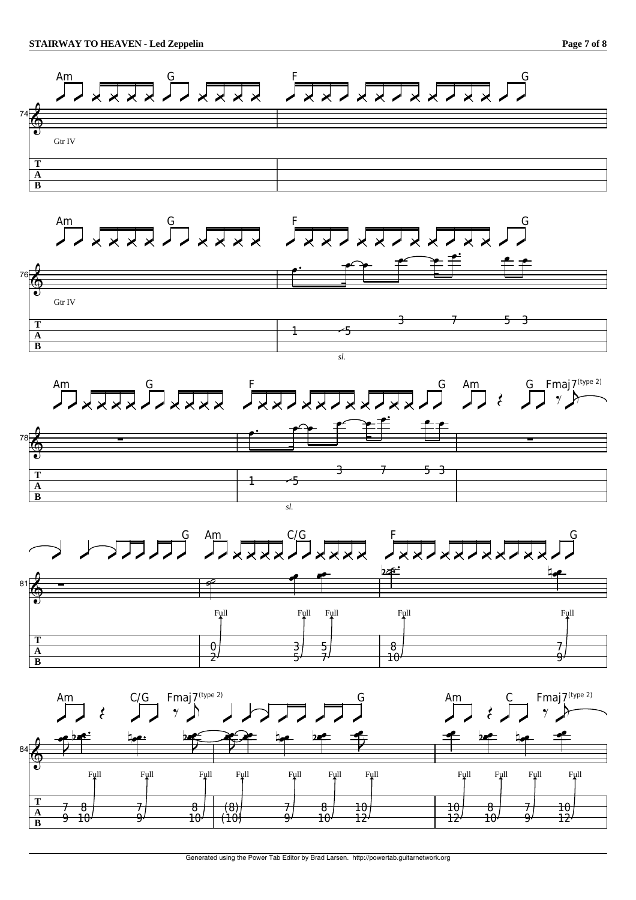**Measures 74–75** (Gtr IV)

Chords: Am G | F G

**Measures 76–77** (Gtr IV)

Chords: Am G | F G

```
T |                    |           3     7    5 3  |
A |                    | 1   /5                     |
B |                    |                            |
                           sl.
```

**Measures 78–80**

Chords: Am G | F G | Am G Fmaj7(type 2)

```
T |          |           3     7    5 3  |          |
A |          | 1   /5                     |          |
B |          |                            |          |
                 sl.
```

**Measures 81–83**

Chords: G | Am C/G | F G

Bends: Full, Full, Full, Full, Full

```
T |    |               |                  |
A |    | 0     3   5   | 8             7  |
B |    | 2     5   7   | 10            9  |
```

**Measures 84–85**

Chords: Am C/G Fmaj7(type 2) G | Am C Fmaj7(type 2)

Bends: Full, Full, Full, Full, Full, Full, Full | Full, Full, Full, Full

```
T |                                        |                  |
A | 7 8    7    8  (8)   7   8   10        | 10   8   7   10  |
B | 9 10   9   10  (10)  9   10  12        | 12   10  9   12  |
```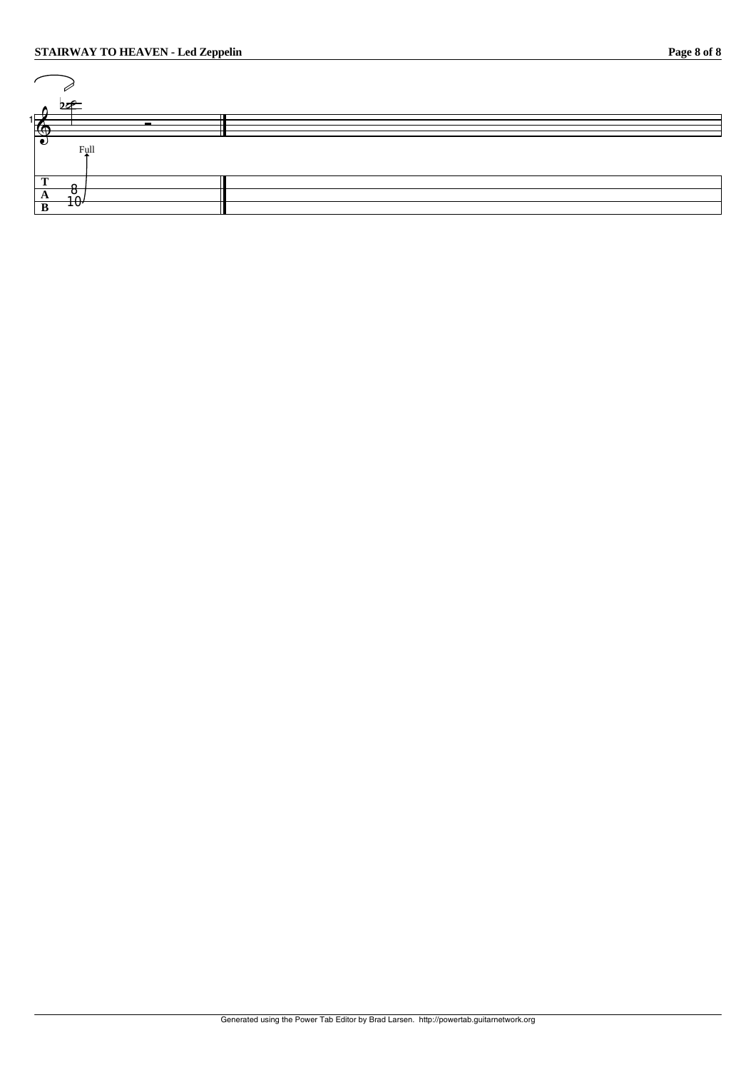Full

T
A
B

8
10

Generated using the Power Tab Editor by Brad Larsen. http://powertab.guitarnetwork.org